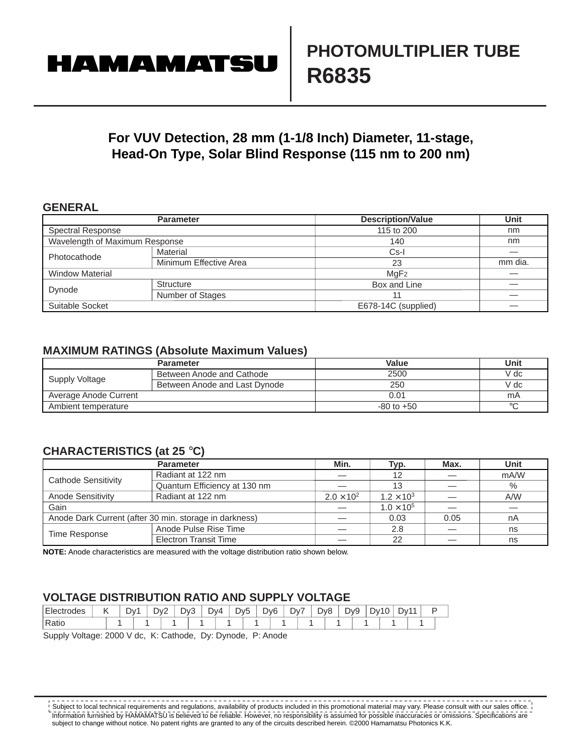HAMAMATSU

# PHOTOMULTIPLIER TUBE R6835

## For VUV Detection, 28 mm (1-1/8 Inch) Diameter, 11-stage, Head-On Type, Solar Blind Response (115 nm to 200 nm)

### GENERAL

| Parameter | | Description/Value | Unit |
|---|---|---|---|
| Spectral Response | | 115 to 200 | nm |
| Wavelength of Maximum Response | | 140 | nm |
| Photocathode | Material | Cs-I | — |
| | Minimum Effective Area | 23 | mm dia. |
| Window Material | | $MgF_2$ | — |
| Dynode | Structure | Box and Line | — |
| | Number of Stages | 11 | — |
| Suitable Socket | | E678-14C (supplied) | — |

### MAXIMUM RATINGS (Absolute Maximum Values)

| Parameter | | Value | Unit |
|---|---|---|---|
| Supply Voltage | Between Anode and Cathode | 2500 | V dc |
| | Between Anode and Last Dynode | 250 | V dc |
| Average Anode Current | | 0.01 | mA |
| Ambient temperature | | -80 to +50 | ℃ |

### CHARACTERISTICS (at 25 °C)

| Parameter | | Min. | Typ. | Max. | Unit |
|---|---|---|---|---|---|
| Cathode Sensitivity | Radiant at 122 nm | — | 12 | — | mA/W |
| | Quantum Efficiency at 130 nm | — | 13 | — | % |
| Anode Sensitivity | Radiant at 122 nm | $2.0 \times 10^2$ | $1.2 \times 10^3$ | — | A/W |
| Gain | | — | $1.0 \times 10^5$ | — | — |
| Anode Dark Current (after 30 min. storage in darkness) | | — | 0.03 | 0.05 | nA |
| Time Response | Anode Pulse Rise Time | — | 2.8 | — | ns |
| | Electron Transit Time | — | 22 | — | ns |

**NOTE:** Anode characteristics are measured with the voltage distribution ratio shown below.

### VOLTAGE DISTRIBUTION RATIO AND SUPPLY VOLTAGE

| Electrodes | K | | Dy1 | | Dy2 | | Dy3 | | Dy4 | | Dy5 | | Dy6 | | Dy7 | | Dy8 | | Dy9 | | Dy10 | | Dy11 | | P |
|---|---|---|---|---|---|---|---|---|---|---|---|---|---|---|---|---|---|---|---|---|---|---|---|---|---|
| Ratio | | 1 | | 1 | | 1 | | 1 | | 1 | | 1 | | 1 | | 1 | | 1 | | 1 | | 1 | | 1 | |

Supply Voltage: 2000 V dc, K: Cathode, Dy: Dynode, P: Anode

Subject to local technical requirements and regulations, availability of products included in this promotional material may vary. Please consult with our sales office.
Information furnished by HAMAMATSU is believed to be reliable. However, no responsibility is assumed for possible inaccuracies or omissions. Specifications are subject to change without notice. No patent rights are granted to any of the circuits described herein. ©2000 Hamamatsu Photonics K.K.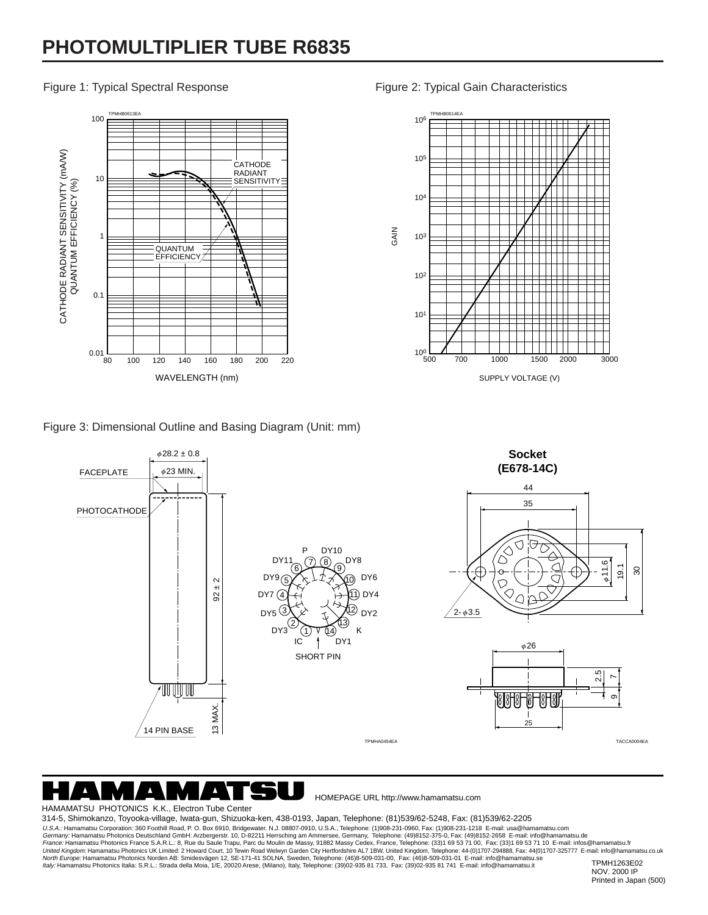# PHOTOMULTIPLIER TUBE R6835

Figure 1: Typical Spectral Response

TPMHB0613EA

CATHODE RADIANT SENSITIVITY (mA/W)
QUANTUM EFFICIENCY (%)

100
10
1
0.1
0.01

80 100 120 140 160 180 200 220

WAVELENGTH (nm)

CATHODE RADIANT SENSITIVITY

QUANTUM EFFICIENCY

Figure 2: Typical Gain Characteristics

TPMHB0614EA

GAIN

$10^6$
$10^5$
$10^4$
$10^3$
$10^2$
$10^1$
$10^0$

500 700 1000 1500 2000 3000

SUPPLY VOLTAGE (V)

Figure 3: Dimensional Outline and Basing Diagram (Unit: mm)

FACEPLATE

PHOTOCATHODE

$\phi$28.2 ± 0.8

$\phi$23 MIN.

92 ± 2

13 MAX.

14 PIN BASE

P, DY10, DY11, DY8, DY9, DY6, DY7, DY4, DY5, DY2, DY3, K, IC, DY1

SHORT PIN

TPMHA0454EA

**Socket (E678-14C)**

44

35

$\phi$11.6

19.1

30

2- $\phi$3.5

$\phi$26

2.5

7

9

25

TACCA0004EA

# HAMAMATSU

HOMEPAGE URL http://www.hamamatsu.com

HAMAMATSU PHOTONICS K.K., Electron Tube Center

314-5, Shimokanzo, Toyooka-village, Iwata-gun, Shizuoka-ken, 438-0193, Japan, Telephone: (81)539/62-5248, Fax: (81)539/62-2205

*U.S.A.:* Hamamatsu Corporation: 360 Foothill Road, P. O. Box 6910, Bridgewater. N.J. 08807-0910, U.S.A., Telephone: (1)908-231-0960, Fax: (1)908-231-1218 E-mail: usa@hamamatsu.com
*Germany:* Hamamatsu Photonics Deutschland GmbH: Arzbergerstr. 10, D-82211 Herrsching am Ammersee, Germany, Telephone: (49)8152-375-0, Fax: (49)8152-2658 E-mail: info@hamamatsu.de
*France:* Hamamatsu Photonics France S.A.R.L.: 8, Rue du Saule Trapu, Parc du Moulin de Massy, 91882 Massy Cedex, France, Telephone: (33)1 69 53 71 00, Fax: (33)1 69 53 71 10 E-mail: infos@hamamatsu.fr
*United Kingdom:* Hamamatsu Photonics UK Limited: 2 Howard Court, 10 Tewin Road Welwyn Garden City Hertfordshire AL7 1BW, United Kingdom, Telephone: 44-(0)1707-294888, Fax: 44(0)1707-325777 E-mail: info@hamamatsu.co.uk
*North Europe:* Hamamatsu Photonics Norden AB: Smidesvägen 12, SE-171-41 SOLNA, Sweden, Telephone: (46)8-509-031-00, Fax: (46)8-509-031-01 E-mail: info@hamamatsu.se
*Italy:* Hamamatsu Photonics Italia: S.R.L.: Strada della Moia, 1/E, 20020 Arese, (Milano), Italy, Telephone: (39)02-935 81 733, Fax: (39)02-935 81 741 E-mail: info@hamamatsu.it

TPMH1263E02
NOV. 2000 IP
Printed in Japan (500)